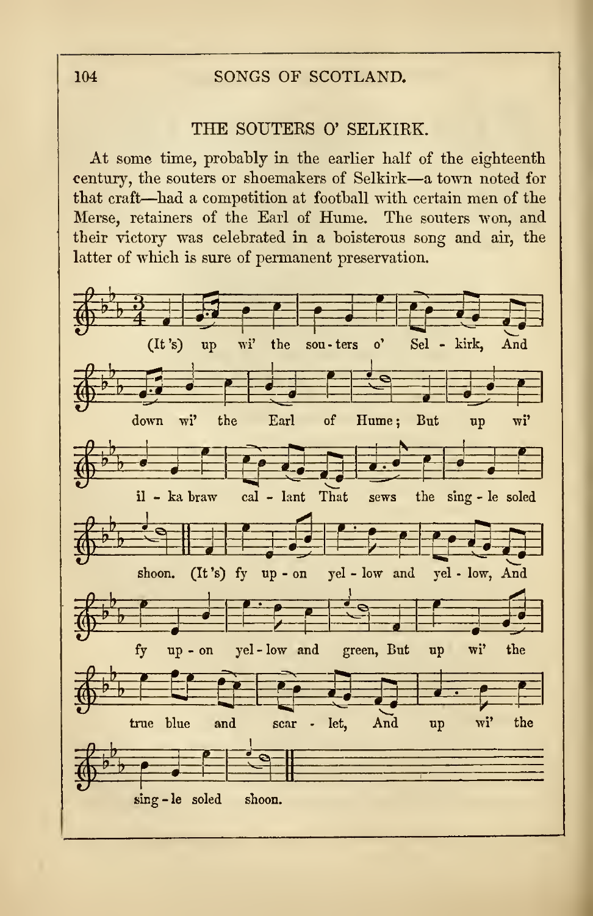## THE SOUTERS O' SELKIRK.

At some time, probably in the earlier half of the eighteenth century, the souters or shoemakers of Selkirk—a town noted for that craft—had a competition at football with certain men of the Merse, retainers of the Earl of Hume. The souters won, and their victory was celebrated in a boisterous song and air, the latter of which is sure of permanent preservation.

(It's) up wi' the sou-ters o' Sel-kirk, And down wi' the Earl of Hume; But up wi' il-ka braw cal-lant That sews the sing-le soled shoon. (It's) fy up-on yel-low and yel-low, And fy up-on yel-low and green, But up wi' the true blue and scar-let, And up wi' the sing-le soled shoon.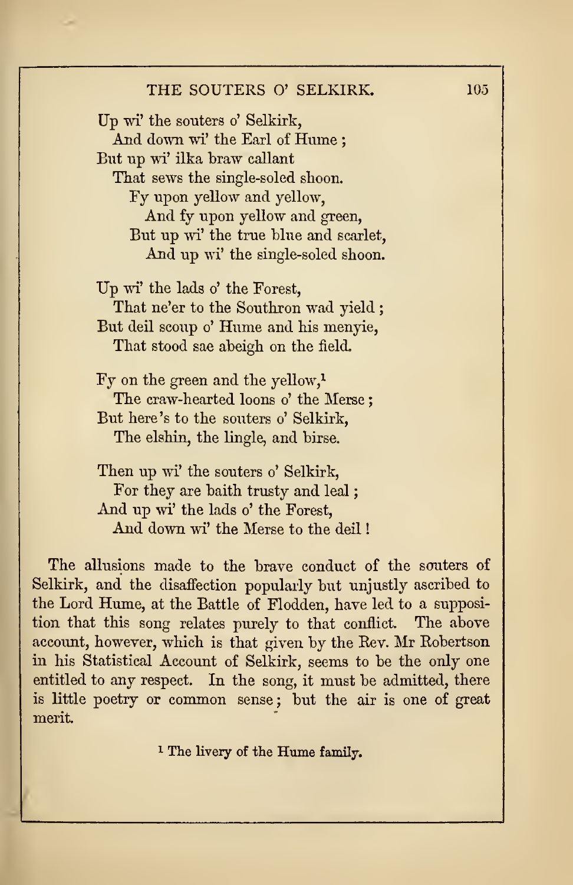Up wi' the souters o' Selkirk,
  And down wi' the Earl of Hume;
But up wi' ilka braw callant
  That sews the single-soled shoon.
    Fy upon yellow and yellow,
      And fy upon yellow and green,
    But up wi' the true blue and scarlet,
      And up wi' the single-soled shoon.

Up wi' the lads o' the Forest,
  That ne'er to the Southron wad yield;
But deil scoup o' Hume and his menyie,
  That stood sae abeigh on the field.

Fy on the green and the yellow,[1]
  The craw-hearted loons o' the Merse;
But here's to the souters o' Selkirk,
  The elshin, the lingle, and birse.

Then up wi' the souters o' Selkirk,
  For they are baith trusty and leal;
And up wi' the lads o' the Forest,
  And down wi' the Merse to the deil!

The allusions made to the brave conduct of the souters of Selkirk, and the disaffection popularly but unjustly ascribed to the Lord Hume, at the Battle of Flodden, have led to a supposition that this song relates purely to that conflict. The above account, however, which is that given by the Rev. Mr Robertson in his Statistical Account of Selkirk, seems to be the only one entitled to any respect. In the song, it must be admitted, there is little poetry or common sense; but the air is one of great merit.

[1] The livery of the Hume family.